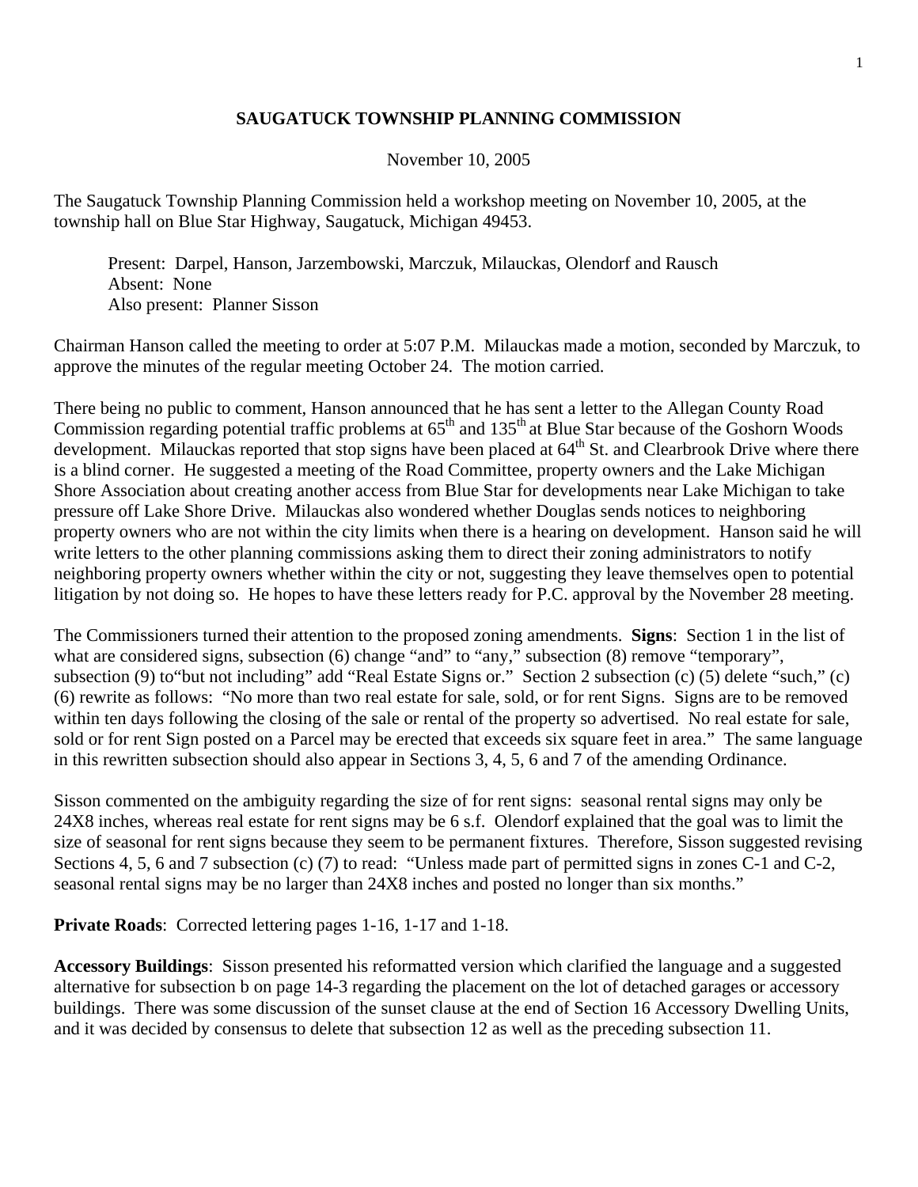# SAUGATUCK TOWNSHIP PLANNING COMMISSION

November 10, 2005

The Saugatuck Township Planning Commission held a workshop meeting on November 10, 2005, at the township hall on Blue Star Highway, Saugatuck, Michigan 49453.

> Present: Darpel, Hanson, Jarzembowski, Marczuk, Milauckas, Olendorf and Rausch
> Absent: None
> Also present: Planner Sisson

Chairman Hanson called the meeting to order at 5:07 P.M. Milauckas made a motion, seconded by Marczuk, to approve the minutes of the regular meeting October 24. The motion carried.

There being no public to comment, Hanson announced that he has sent a letter to the Allegan County Road Commission regarding potential traffic problems at 65th and 135th at Blue Star because of the Goshorn Woods development. Milauckas reported that stop signs have been placed at 64th St. and Clearbrook Drive where there is a blind corner. He suggested a meeting of the Road Committee, property owners and the Lake Michigan Shore Association about creating another access from Blue Star for developments near Lake Michigan to take pressure off Lake Shore Drive. Milauckas also wondered whether Douglas sends notices to neighboring property owners who are not within the city limits when there is a hearing on development. Hanson said he will write letters to the other planning commissions asking them to direct their zoning administrators to notify neighboring property owners whether within the city or not, suggesting they leave themselves open to potential litigation by not doing so. He hopes to have these letters ready for P.C. approval by the November 28 meeting.

The Commissioners turned their attention to the proposed zoning amendments. **Signs**: Section 1 in the list of what are considered signs, subsection (6) change "and" to "any," subsection (8) remove "temporary", subsection (9) to"but not including" add "Real Estate Signs or." Section 2 subsection (c) (5) delete "such," (c) (6) rewrite as follows: "No more than two real estate for sale, sold, or for rent Signs. Signs are to be removed within ten days following the closing of the sale or rental of the property so advertised. No real estate for sale, sold or for rent Sign posted on a Parcel may be erected that exceeds six square feet in area." The same language in this rewritten subsection should also appear in Sections 3, 4, 5, 6 and 7 of the amending Ordinance.

Sisson commented on the ambiguity regarding the size of for rent signs: seasonal rental signs may only be 24X8 inches, whereas real estate for rent signs may be 6 s.f. Olendorf explained that the goal was to limit the size of seasonal for rent signs because they seem to be permanent fixtures. Therefore, Sisson suggested revising Sections 4, 5, 6 and 7 subsection (c) (7) to read: "Unless made part of permitted signs in zones C-1 and C-2, seasonal rental signs may be no larger than 24X8 inches and posted no longer than six months."

**Private Roads**: Corrected lettering pages 1-16, 1-17 and 1-18.

**Accessory Buildings**: Sisson presented his reformatted version which clarified the language and a suggested alternative for subsection b on page 14-3 regarding the placement on the lot of detached garages or accessory buildings. There was some discussion of the sunset clause at the end of Section 16 Accessory Dwelling Units, and it was decided by consensus to delete that subsection 12 as well as the preceding subsection 11.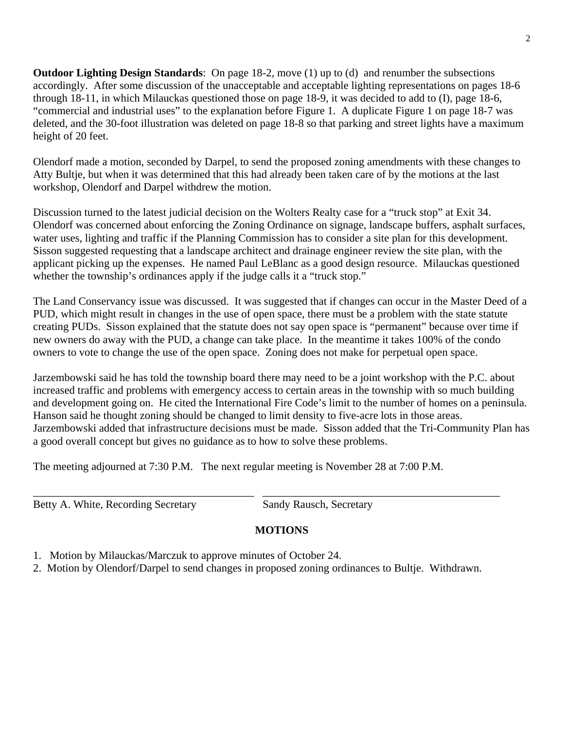**Outdoor Lighting Design Standards**: On page 18-2, move (1) up to (d) and renumber the subsections accordingly. After some discussion of the unacceptable and acceptable lighting representations on pages 18-6 through 18-11, in which Milauckas questioned those on page 18-9, it was decided to add to (I), page 18-6, "commercial and industrial uses" to the explanation before Figure 1. A duplicate Figure 1 on page 18-7 was deleted, and the 30-foot illustration was deleted on page 18-8 so that parking and street lights have a maximum height of 20 feet.

Olendorf made a motion, seconded by Darpel, to send the proposed zoning amendments with these changes to Atty Bultje, but when it was determined that this had already been taken care of by the motions at the last workshop, Olendorf and Darpel withdrew the motion.

Discussion turned to the latest judicial decision on the Wolters Realty case for a "truck stop" at Exit 34. Olendorf was concerned about enforcing the Zoning Ordinance on signage, landscape buffers, asphalt surfaces, water uses, lighting and traffic if the Planning Commission has to consider a site plan for this development. Sisson suggested requesting that a landscape architect and drainage engineer review the site plan, with the applicant picking up the expenses. He named Paul LeBlanc as a good design resource. Milauckas questioned whether the township's ordinances apply if the judge calls it a "truck stop."

The Land Conservancy issue was discussed. It was suggested that if changes can occur in the Master Deed of a PUD, which might result in changes in the use of open space, there must be a problem with the state statute creating PUDs. Sisson explained that the statute does not say open space is "permanent" because over time if new owners do away with the PUD, a change can take place. In the meantime it takes 100% of the condo owners to vote to change the use of the open space. Zoning does not make for perpetual open space.

Jarzembowski said he has told the township board there may need to be a joint workshop with the P.C. about increased traffic and problems with emergency access to certain areas in the township with so much building and development going on. He cited the International Fire Code's limit to the number of homes on a peninsula. Hanson said he thought zoning should be changed to limit density to five-acre lots in those areas. Jarzembowski added that infrastructure decisions must be made. Sisson added that the Tri-Community Plan has a good overall concept but gives no guidance as to how to solve these problems.

The meeting adjourned at 7:30 P.M. The next regular meeting is November 28 at 7:00 P.M.

_________________________________________ _____________________________________________

Betty A. White, Recording Secretary Sandy Rausch, Secretary

**MOTIONS**

1. Motion by Milauckas/Marczuk to approve minutes of October 24.
2. Motion by Olendorf/Darpel to send changes in proposed zoning ordinances to Bultje. Withdrawn.